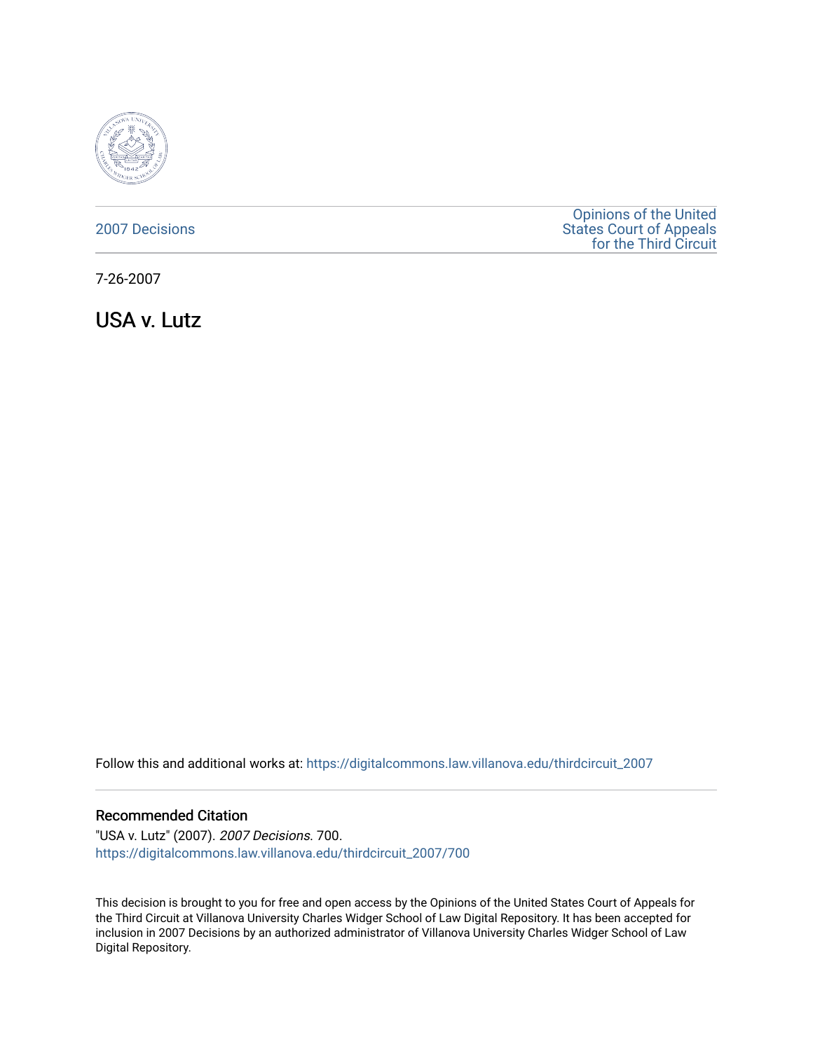2007 Decisions

Opinions of the United States Court of Appeals for the Third Circuit

7-26-2007

# USA v. Lutz

Follow this and additional works at: https://digitalcommons.law.villanova.edu/thirdcircuit_2007

## Recommended Citation

"USA v. Lutz" (2007). *2007 Decisions*. 700.
https://digitalcommons.law.villanova.edu/thirdcircuit_2007/700

This decision is brought to you for free and open access by the Opinions of the United States Court of Appeals for the Third Circuit at Villanova University Charles Widger School of Law Digital Repository. It has been accepted for inclusion in 2007 Decisions by an authorized administrator of Villanova University Charles Widger School of Law Digital Repository.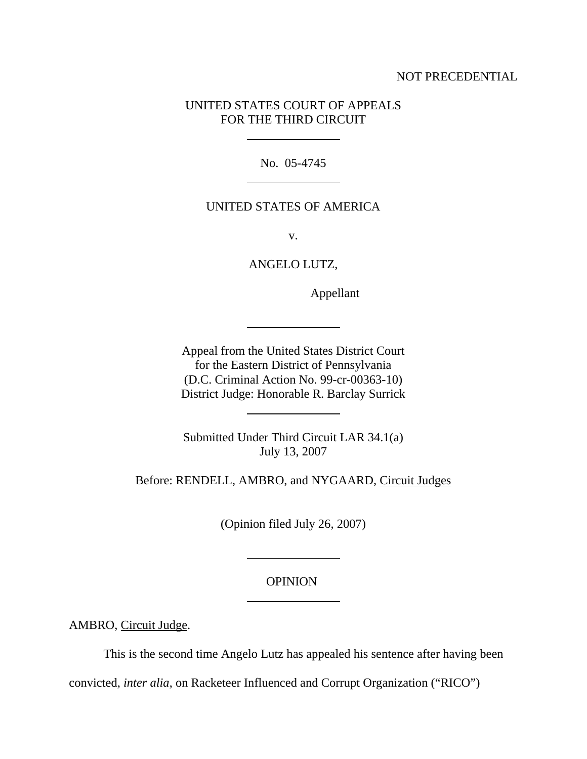NOT PRECEDENTIAL

UNITED STATES COURT OF APPEALS
FOR THE THIRD CIRCUIT

No. 05-4745

UNITED STATES OF AMERICA

v.

ANGELO LUTZ,

Appellant

Appeal from the United States District Court
for the Eastern District of Pennsylvania
(D.C. Criminal Action No. 99-cr-00363-10)
District Judge: Honorable R. Barclay Surrick

Submitted Under Third Circuit LAR 34.1(a)
July 13, 2007

Before: RENDELL, AMBRO, and NYGAARD, Circuit Judges

(Opinion filed July 26, 2007)

OPINION

AMBRO, Circuit Judge.

This is the second time Angelo Lutz has appealed his sentence after having been convicted, *inter alia*, on Racketeer Influenced and Corrupt Organization ("RICO")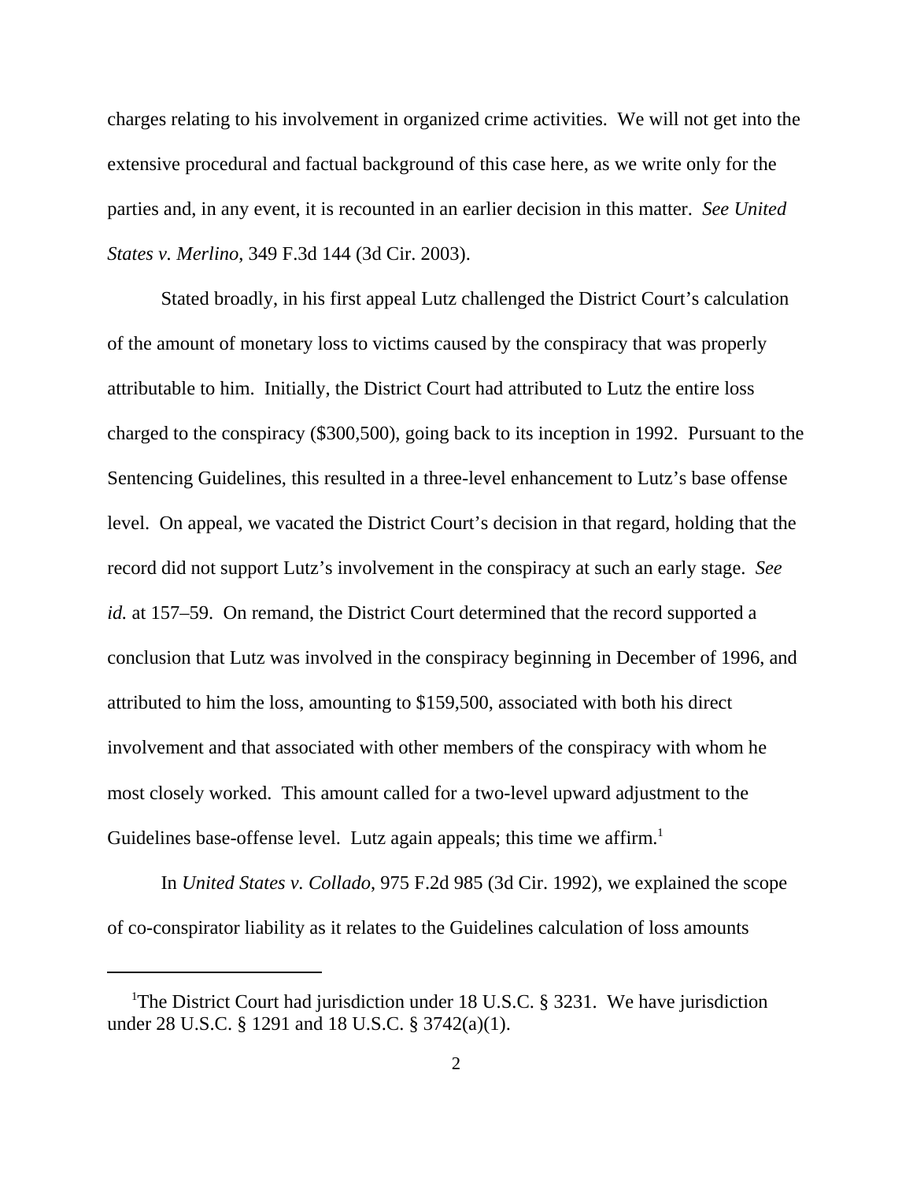charges relating to his involvement in organized crime activities. We will not get into the extensive procedural and factual background of this case here, as we write only for the parties and, in any event, it is recounted in an earlier decision in this matter. *See United States v. Merlino*, 349 F.3d 144 (3d Cir. 2003).

Stated broadly, in his first appeal Lutz challenged the District Court's calculation of the amount of monetary loss to victims caused by the conspiracy that was properly attributable to him. Initially, the District Court had attributed to Lutz the entire loss charged to the conspiracy ($300,500), going back to its inception in 1992. Pursuant to the Sentencing Guidelines, this resulted in a three-level enhancement to Lutz's base offense level. On appeal, we vacated the District Court's decision in that regard, holding that the record did not support Lutz's involvement in the conspiracy at such an early stage. *See id.* at 157–59. On remand, the District Court determined that the record supported a conclusion that Lutz was involved in the conspiracy beginning in December of 1996, and attributed to him the loss, amounting to $159,500, associated with both his direct involvement and that associated with other members of the conspiracy with whom he most closely worked. This amount called for a two-level upward adjustment to the Guidelines base-offense level. Lutz again appeals; this time we affirm.[1]

In *United States v. Collado*, 975 F.2d 985 (3d Cir. 1992), we explained the scope of co-conspirator liability as it relates to the Guidelines calculation of loss amounts

---

[1]The District Court had jurisdiction under 18 U.S.C. § 3231. We have jurisdiction under 28 U.S.C. § 1291 and 18 U.S.C. § 3742(a)(1).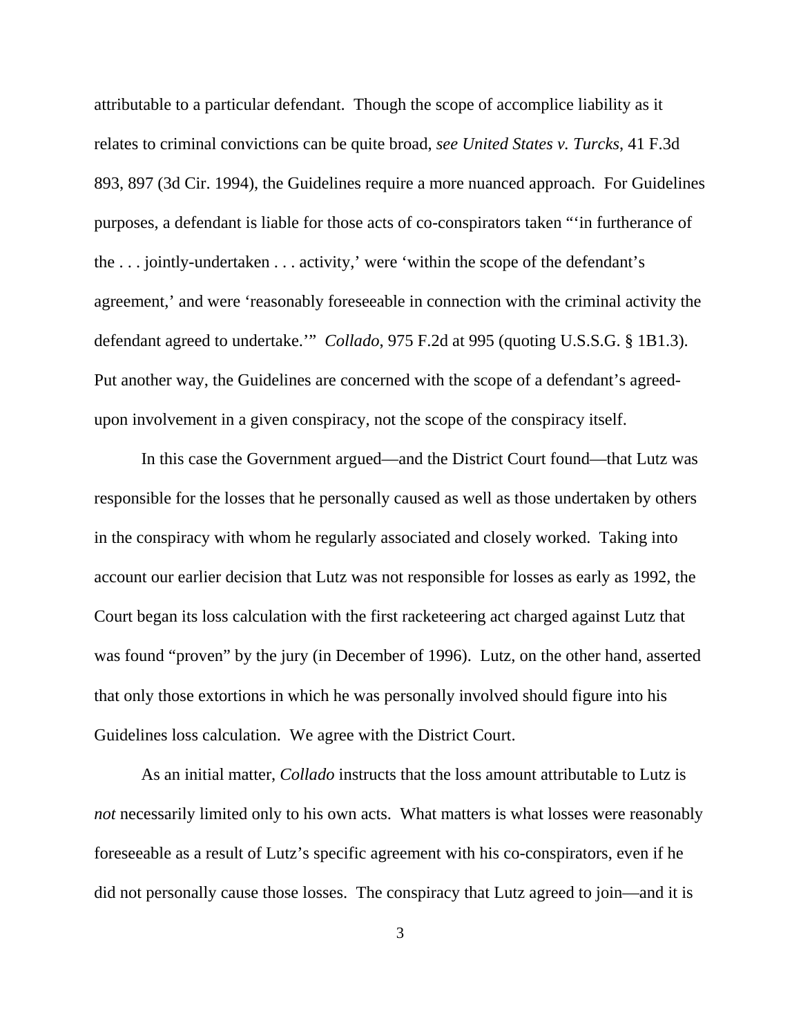attributable to a particular defendant. Though the scope of accomplice liability as it relates to criminal convictions can be quite broad, *see United States v. Turcks*, 41 F.3d 893, 897 (3d Cir. 1994), the Guidelines require a more nuanced approach. For Guidelines purposes, a defendant is liable for those acts of co-conspirators taken "'in furtherance of the . . . jointly-undertaken . . . activity,' were 'within the scope of the defendant's agreement,' and were 'reasonably foreseeable in connection with the criminal activity the defendant agreed to undertake.'" *Collado*, 975 F.2d at 995 (quoting U.S.S.G. § 1B1.3). Put another way, the Guidelines are concerned with the scope of a defendant's agreed-upon involvement in a given conspiracy, not the scope of the conspiracy itself.

In this case the Government argued—and the District Court found—that Lutz was responsible for the losses that he personally caused as well as those undertaken by others in the conspiracy with whom he regularly associated and closely worked. Taking into account our earlier decision that Lutz was not responsible for losses as early as 1992, the Court began its loss calculation with the first racketeering act charged against Lutz that was found "proven" by the jury (in December of 1996). Lutz, on the other hand, asserted that only those extortions in which he was personally involved should figure into his Guidelines loss calculation. We agree with the District Court.

As an initial matter, *Collado* instructs that the loss amount attributable to Lutz is *not* necessarily limited only to his own acts. What matters is what losses were reasonably foreseeable as a result of Lutz's specific agreement with his co-conspirators, even if he did not personally cause those losses. The conspiracy that Lutz agreed to join—and it is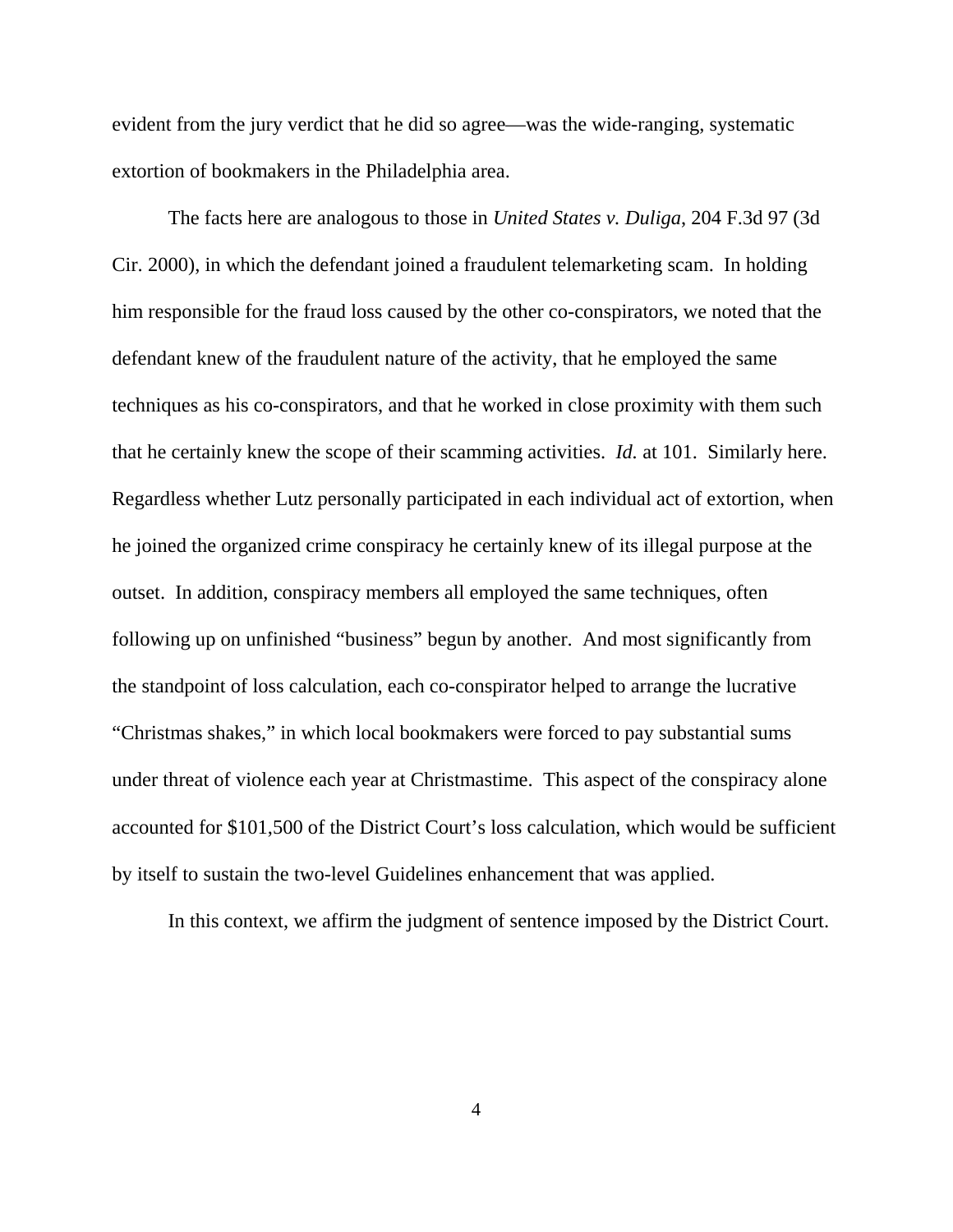evident from the jury verdict that he did so agree—was the wide-ranging, systematic extortion of bookmakers in the Philadelphia area.

The facts here are analogous to those in *United States v. Duliga*, 204 F.3d 97 (3d Cir. 2000), in which the defendant joined a fraudulent telemarketing scam. In holding him responsible for the fraud loss caused by the other co-conspirators, we noted that the defendant knew of the fraudulent nature of the activity, that he employed the same techniques as his co-conspirators, and that he worked in close proximity with them such that he certainly knew the scope of their scamming activities. *Id.* at 101. Similarly here. Regardless whether Lutz personally participated in each individual act of extortion, when he joined the organized crime conspiracy he certainly knew of its illegal purpose at the outset. In addition, conspiracy members all employed the same techniques, often following up on unfinished "business" begun by another. And most significantly from the standpoint of loss calculation, each co-conspirator helped to arrange the lucrative "Christmas shakes," in which local bookmakers were forced to pay substantial sums under threat of violence each year at Christmastime. This aspect of the conspiracy alone accounted for $101,500 of the District Court's loss calculation, which would be sufficient by itself to sustain the two-level Guidelines enhancement that was applied.

In this context, we affirm the judgment of sentence imposed by the District Court.